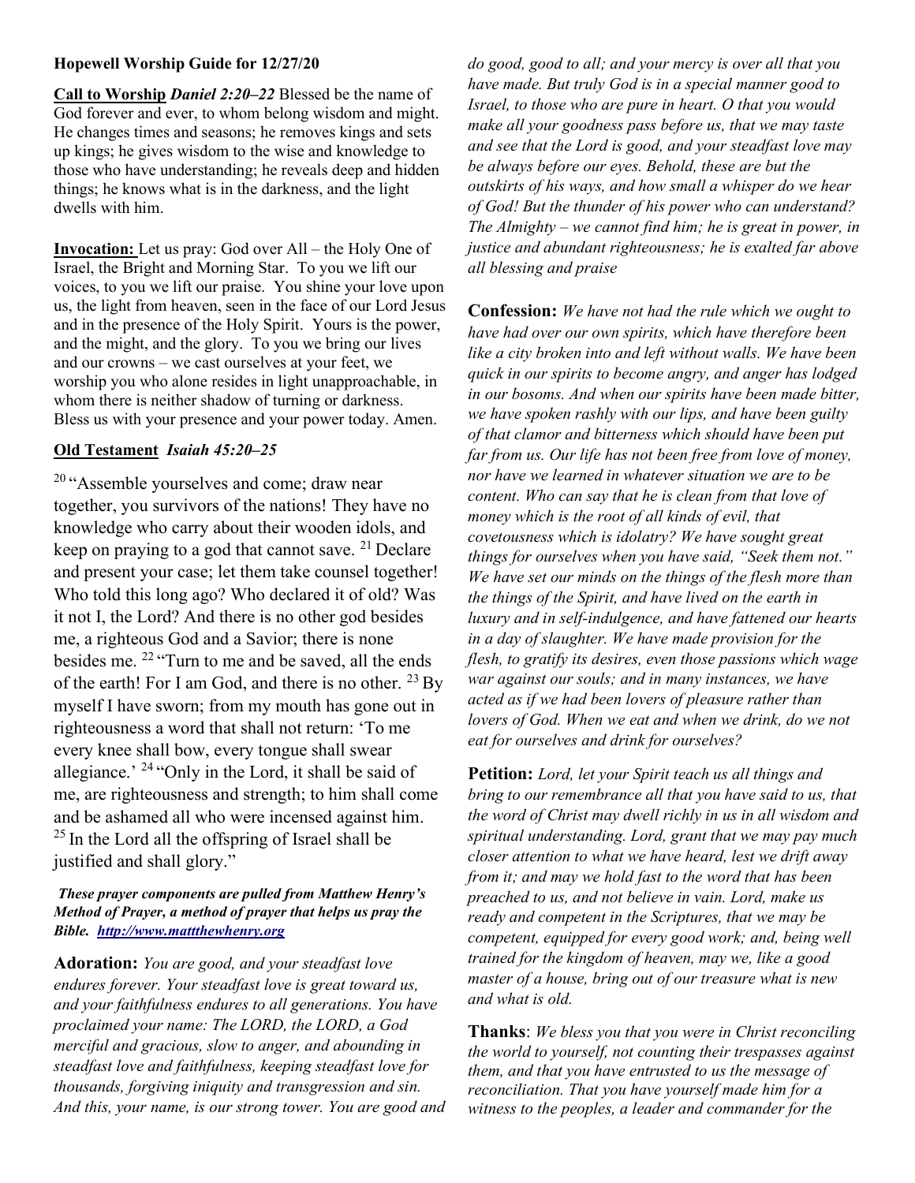**Hopewell Worship Guide for 12/27/20**

**Call to Worship** ***Daniel 2:20–22*** Blessed be the name of God forever and ever, to whom belong wisdom and might. He changes times and seasons; he removes kings and sets up kings; he gives wisdom to the wise and knowledge to those who have understanding; he reveals deep and hidden things; he knows what is in the darkness, and the light dwells with him.

**Invocation:** Let us pray: God over All – the Holy One of Israel, the Bright and Morning Star. To you we lift our voices, to you we lift our praise. You shine your love upon us, the light from heaven, seen in the face of our Lord Jesus and in the presence of the Holy Spirit. Yours is the power, and the might, and the glory. To you we bring our lives and our crowns – we cast ourselves at your feet, we worship you who alone resides in light unapproachable, in whom there is neither shadow of turning or darkness. Bless us with your presence and your power today. Amen.

**Old Testament** ***Isaiah 45:20–25***

[20] "Assemble yourselves and come; draw near together, you survivors of the nations! They have no knowledge who carry about their wooden idols, and keep on praying to a god that cannot save. [21] Declare and present your case; let them take counsel together! Who told this long ago? Who declared it of old? Was it not I, the Lord? And there is no other god besides me, a righteous God and a Savior; there is none besides me. [22] "Turn to me and be saved, all the ends of the earth! For I am God, and there is no other. [23] By myself I have sworn; from my mouth has gone out in righteousness a word that shall not return: 'To me every knee shall bow, every tongue shall swear allegiance.' [24] "Only in the Lord, it shall be said of me, are righteousness and strength; to him shall come and be ashamed all who were incensed against him. [25] In the Lord all the offspring of Israel shall be justified and shall glory."

***These prayer components are pulled from Matthew Henry's Method of Prayer, a method of prayer that helps us pray the Bible. [http://www.mattthewhenry.org](http://www.mattthewhenry.org)***

**Adoration:** *You are good, and your steadfast love endures forever. Your steadfast love is great toward us, and your faithfulness endures to all generations. You have proclaimed your name: The LORD, the LORD, a God merciful and gracious, slow to anger, and abounding in steadfast love and faithfulness, keeping steadfast love for thousands, forgiving iniquity and transgression and sin. And this, your name, is our strong tower. You are good and do good, good to all; and your mercy is over all that you have made. But truly God is in a special manner good to Israel, to those who are pure in heart. O that you would make all your goodness pass before us, that we may taste and see that the Lord is good, and your steadfast love may be always before our eyes. Behold, these are but the outskirts of his ways, and how small a whisper do we hear of God! But the thunder of his power who can understand? The Almighty – we cannot find him; he is great in power, in justice and abundant righteousness; he is exalted far above all blessing and praise*

**Confession:** *We have not had the rule which we ought to have had over our own spirits, which have therefore been like a city broken into and left without walls. We have been quick in our spirits to become angry, and anger has lodged in our bosoms. And when our spirits have been made bitter, we have spoken rashly with our lips, and have been guilty of that clamor and bitterness which should have been put far from us. Our life has not been free from love of money, nor have we learned in whatever situation we are to be content. Who can say that he is clean from that love of money which is the root of all kinds of evil, that covetousness which is idolatry? We have sought great things for ourselves when you have said, "Seek them not." We have set our minds on the things of the flesh more than the things of the Spirit, and have lived on the earth in luxury and in self-indulgence, and have fattened our hearts in a day of slaughter. We have made provision for the flesh, to gratify its desires, even those passions which wage war against our souls; and in many instances, we have acted as if we had been lovers of pleasure rather than lovers of God. When we eat and when we drink, do we not eat for ourselves and drink for ourselves?*

**Petition:** *Lord, let your Spirit teach us all things and bring to our remembrance all that you have said to us, that the word of Christ may dwell richly in us in all wisdom and spiritual understanding. Lord, grant that we may pay much closer attention to what we have heard, lest we drift away from it; and may we hold fast to the word that has been preached to us, and not believe in vain. Lord, make us ready and competent in the Scriptures, that we may be competent, equipped for every good work; and, being well trained for the kingdom of heaven, may we, like a good master of a house, bring out of our treasure what is new and what is old.*

**Thanks**: *We bless you that you were in Christ reconciling the world to yourself, not counting their trespasses against them, and that you have entrusted to us the message of reconciliation. That you have yourself made him for a witness to the peoples, a leader and commander for the*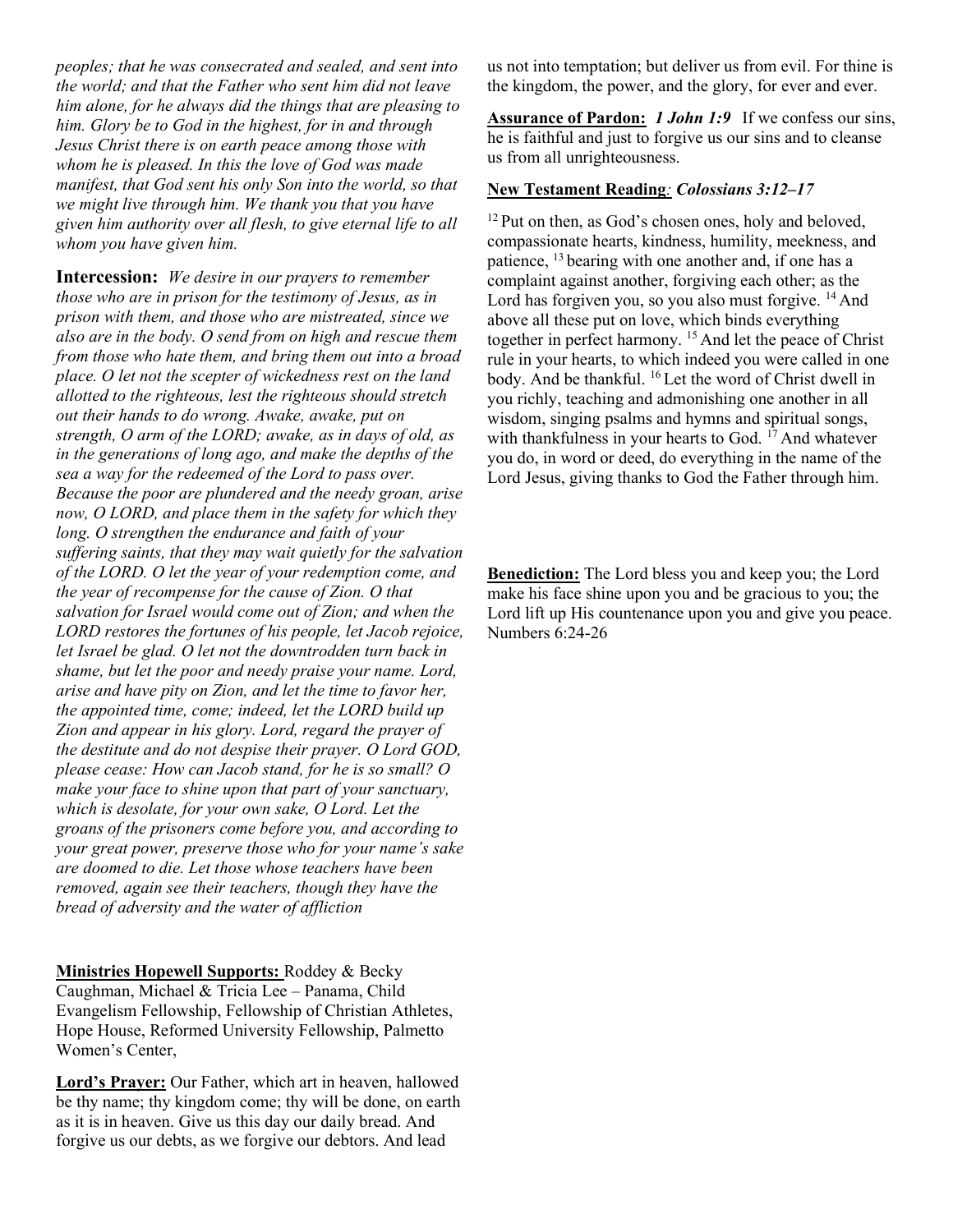*peoples; that he was consecrated and sealed, and sent into the world; and that the Father who sent him did not leave him alone, for he always did the things that are pleasing to him. Glory be to God in the highest, for in and through Jesus Christ there is on earth peace among those with whom he is pleased. In this the love of God was made manifest, that God sent his only Son into the world, so that we might live through him. We thank you that you have given him authority over all flesh, to give eternal life to all whom you have given him.*

**Intercession:** *We desire in our prayers to remember those who are in prison for the testimony of Jesus, as in prison with them, and those who are mistreated, since we also are in the body. O send from on high and rescue them from those who hate them, and bring them out into a broad place. O let not the scepter of wickedness rest on the land allotted to the righteous, lest the righteous should stretch out their hands to do wrong. Awake, awake, put on strength, O arm of the LORD; awake, as in days of old, as in the generations of long ago, and make the depths of the sea a way for the redeemed of the Lord to pass over. Because the poor are plundered and the needy groan, arise now, O LORD, and place them in the safety for which they long. O strengthen the endurance and faith of your suffering saints, that they may wait quietly for the salvation of the LORD. O let the year of your redemption come, and the year of recompense for the cause of Zion. O that salvation for Israel would come out of Zion; and when the LORD restores the fortunes of his people, let Jacob rejoice, let Israel be glad. O let not the downtrodden turn back in shame, but let the poor and needy praise your name. Lord, arise and have pity on Zion, and let the time to favor her, the appointed time, come; indeed, let the LORD build up Zion and appear in his glory. Lord, regard the prayer of the destitute and do not despise their prayer. O Lord GOD, please cease: How can Jacob stand, for he is so small? O make your face to shine upon that part of your sanctuary, which is desolate, for your own sake, O Lord. Let the groans of the prisoners come before you, and according to your great power, preserve those who for your name's sake are doomed to die. Let those whose teachers have been removed, again see their teachers, though they have the bread of adversity and the water of affliction*

**Ministries Hopewell Supports:** Roddey & Becky Caughman, Michael & Tricia Lee – Panama, Child Evangelism Fellowship, Fellowship of Christian Athletes, Hope House, Reformed University Fellowship, Palmetto Women's Center,

**Lord's Prayer:** Our Father, which art in heaven, hallowed be thy name; thy kingdom come; thy will be done, on earth as it is in heaven. Give us this day our daily bread. And forgive us our debts, as we forgive our debtors. And lead us not into temptation; but deliver us from evil. For thine is the kingdom, the power, and the glory, for ever and ever.

**Assurance of Pardon:** ***1 John 1:9*** If we confess our sins, he is faithful and just to forgive us our sins and to cleanse us from all unrighteousness.

**New Testament Reading*: Colossians 3:12–17***

[12] Put on then, as God's chosen ones, holy and beloved, compassionate hearts, kindness, humility, meekness, and patience, [13] bearing with one another and, if one has a complaint against another, forgiving each other; as the Lord has forgiven you, so you also must forgive. [14] And above all these put on love, which binds everything together in perfect harmony. [15] And let the peace of Christ rule in your hearts, to which indeed you were called in one body. And be thankful. [16] Let the word of Christ dwell in you richly, teaching and admonishing one another in all wisdom, singing psalms and hymns and spiritual songs, with thankfulness in your hearts to God. [17] And whatever you do, in word or deed, do everything in the name of the Lord Jesus, giving thanks to God the Father through him.

**Benediction:** The Lord bless you and keep you; the Lord make his face shine upon you and be gracious to you; the Lord lift up His countenance upon you and give you peace. Numbers 6:24-26